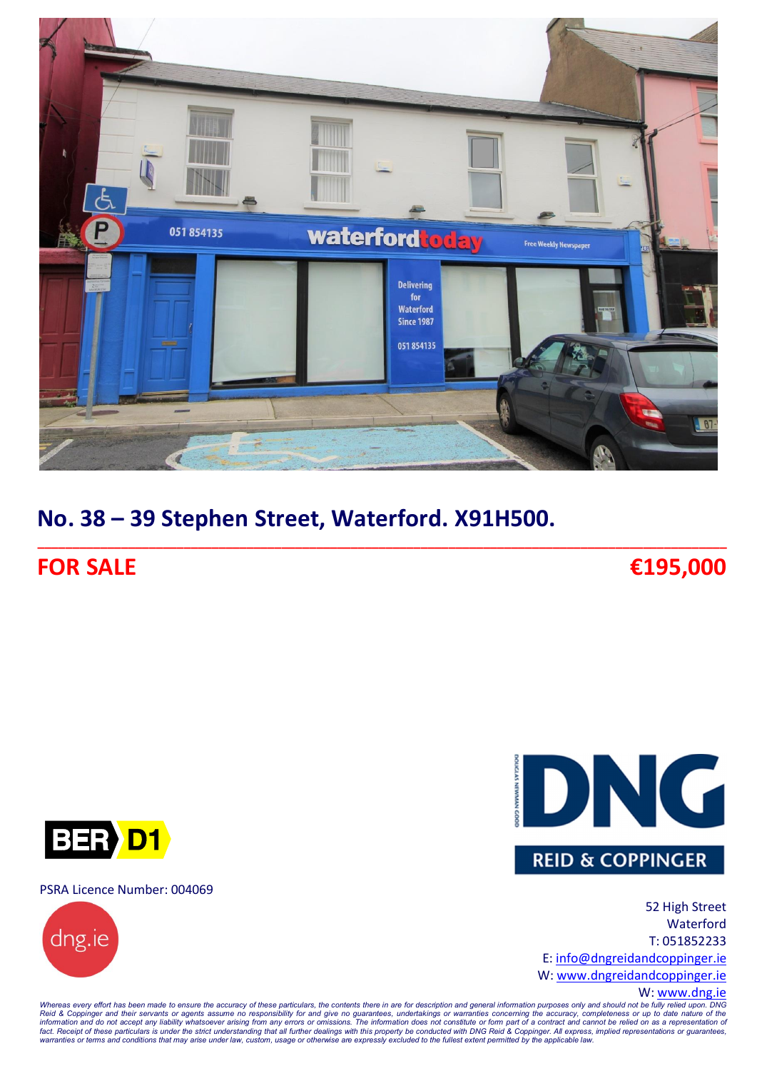# No. 38 – 39 Stephen Street, Waterford. X91H500.

## FOR SALE €195,000

BER D1

PSRA Licence Number: 004069

DNG REID & COPPINGER

52 High Street
Waterford
T: 051852233
E: info@dngreidandcoppinger.ie
W: www.dngreidandcoppinger.ie
W: www.dng.ie

*Whereas every effort has been made to ensure the accuracy of these particulars, the contents there in are for description and general information purposes only and should not be fully relied upon. DNG Reid & Coppinger and their servants or agents assume no responsibility for and give no guarantees, undertakings or warranties concerning the accuracy, completeness or up to date nature of the information and do not accept any liability whatsoever arising from any errors or omissions. The information does not constitute or form part of a contract and cannot be relied on as a representation of fact. Receipt of these particulars is under the strict understanding that all further dealings with this property be conducted with DNG Reid & Coppinger. All express, implied representations or guarantees, warranties or terms and conditions that may arise under law, custom, usage or otherwise are expressly excluded to the fullest extent permitted by the applicable law.*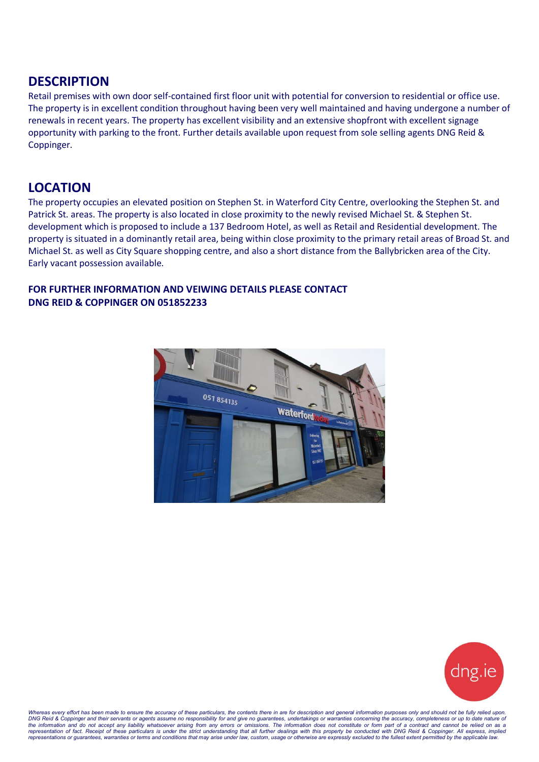## DESCRIPTION

Retail premises with own door self-contained first floor unit with potential for conversion to residential or office use. The property is in excellent condition throughout having been very well maintained and having undergone a number of renewals in recent years. The property has excellent visibility and an extensive shopfront with excellent signage opportunity with parking to the front. Further details available upon request from sole selling agents DNG Reid & Coppinger.

## LOCATION

The property occupies an elevated position on Stephen St. in Waterford City Centre, overlooking the Stephen St. and Patrick St. areas. The property is also located in close proximity to the newly revised Michael St. & Stephen St. development which is proposed to include a 137 Bedroom Hotel, as well as Retail and Residential development. The property is situated in a dominantly retail area, being within close proximity to the primary retail areas of Broad St. and Michael St. as well as City Square shopping centre, and also a short distance from the Ballybricken area of the City. Early vacant possession available.

**FOR FURTHER INFORMATION AND VEIWING DETAILS PLEASE CONTACT DNG REID & COPPINGER ON 051852233**

*Whereas every effort has been made to ensure the accuracy of these particulars, the contents there in are for description and general information purposes only and should not be fully relied upon. DNG Reid & Coppinger and their servants or agents assume no responsibility for and give no guarantees, undertakings or warranties concerning the accuracy, completeness or up to date nature of the information and do not accept any liability whatsoever arising from any errors or omissions. The information does not constitute or form part of a contract and cannot be relied on as a representation of fact. Receipt of these particulars is under the strict understanding that all further dealings with this property be conducted with DNG Reid & Coppinger. All express, implied representations or guarantees, warranties or terms and conditions that may arise under law, custom, usage or otherwise are expressly excluded to the fullest extent permitted by the applicable law.*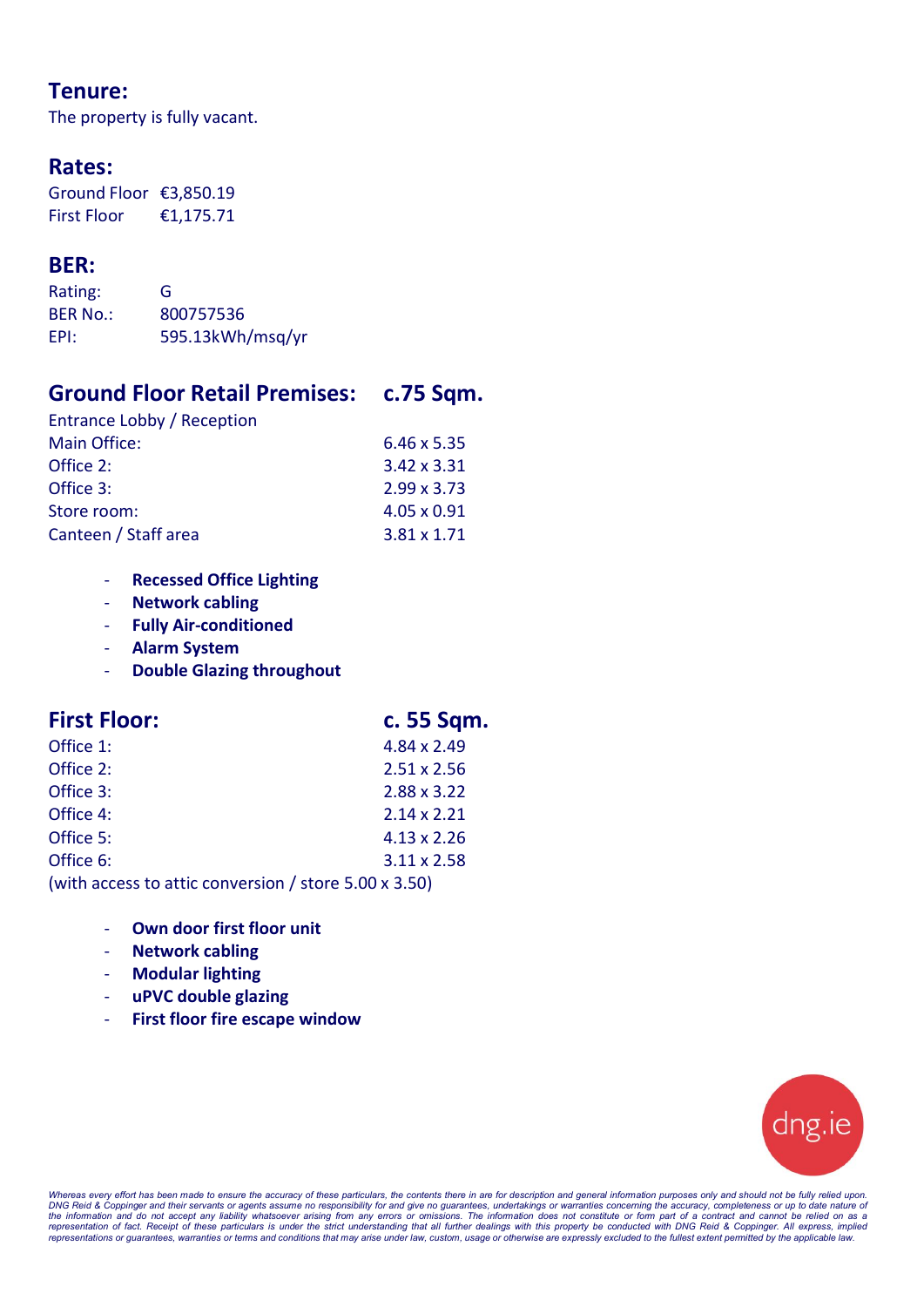## Tenure:

The property is fully vacant.

## Rates:

| | |
|---|---|
| Ground Floor | €3,850.19 |
| First Floor | €1,175.71 |

## BER:

| | |
|---|---|
| Rating: | G |
| BER No.: | 800757536 |
| EPI: | 595.13kWh/msq/yr |

## Ground Floor Retail Premises: c.75 Sqm.

| | |
|---|---|
| Entrance Lobby / Reception | |
| Main Office: | 6.46 x 5.35 |
| Office 2: | 3.42 x 3.31 |
| Office 3: | 2.99 x 3.73 |
| Store room: | 4.05 x 0.91 |
| Canteen / Staff area | 3.81 x 1.71 |

- **Recessed Office Lighting**
- **Network cabling**
- **Fully Air-conditioned**
- **Alarm System**
- **Double Glazing throughout**

## First Floor: c. 55 Sqm.

| | |
|---|---|
| Office 1: | 4.84 x 2.49 |
| Office 2: | 2.51 x 2.56 |
| Office 3: | 2.88 x 3.22 |
| Office 4: | 2.14 x 2.21 |
| Office 5: | 4.13 x 2.26 |
| Office 6: | 3.11 x 2.58 |

(with access to attic conversion / store 5.00 x 3.50)

- **Own door first floor unit**
- **Network cabling**
- **Modular lighting**
- **uPVC double glazing**
- **First floor fire escape window**

dng.ie

*Whereas every effort has been made to ensure the accuracy of these particulars, the contents there in are for description and general information purposes only and should not be fully relied upon. DNG Reid & Coppinger and their servants or agents assume no responsibility for and give no guarantees, undertakings or warranties concerning the accuracy, completeness or up to date nature of the information and do not accept any liability whatsoever arising from any errors or omissions. The information does not constitute or form part of a contract and cannot be relied on as a representation of fact. Receipt of these particulars is under the strict understanding that all further dealings with this property be conducted with DNG Reid & Coppinger. All express, implied representations or guarantees, warranties or terms and conditions that may arise under law, custom, usage or otherwise are expressly excluded to the fullest extent permitted by the applicable law.*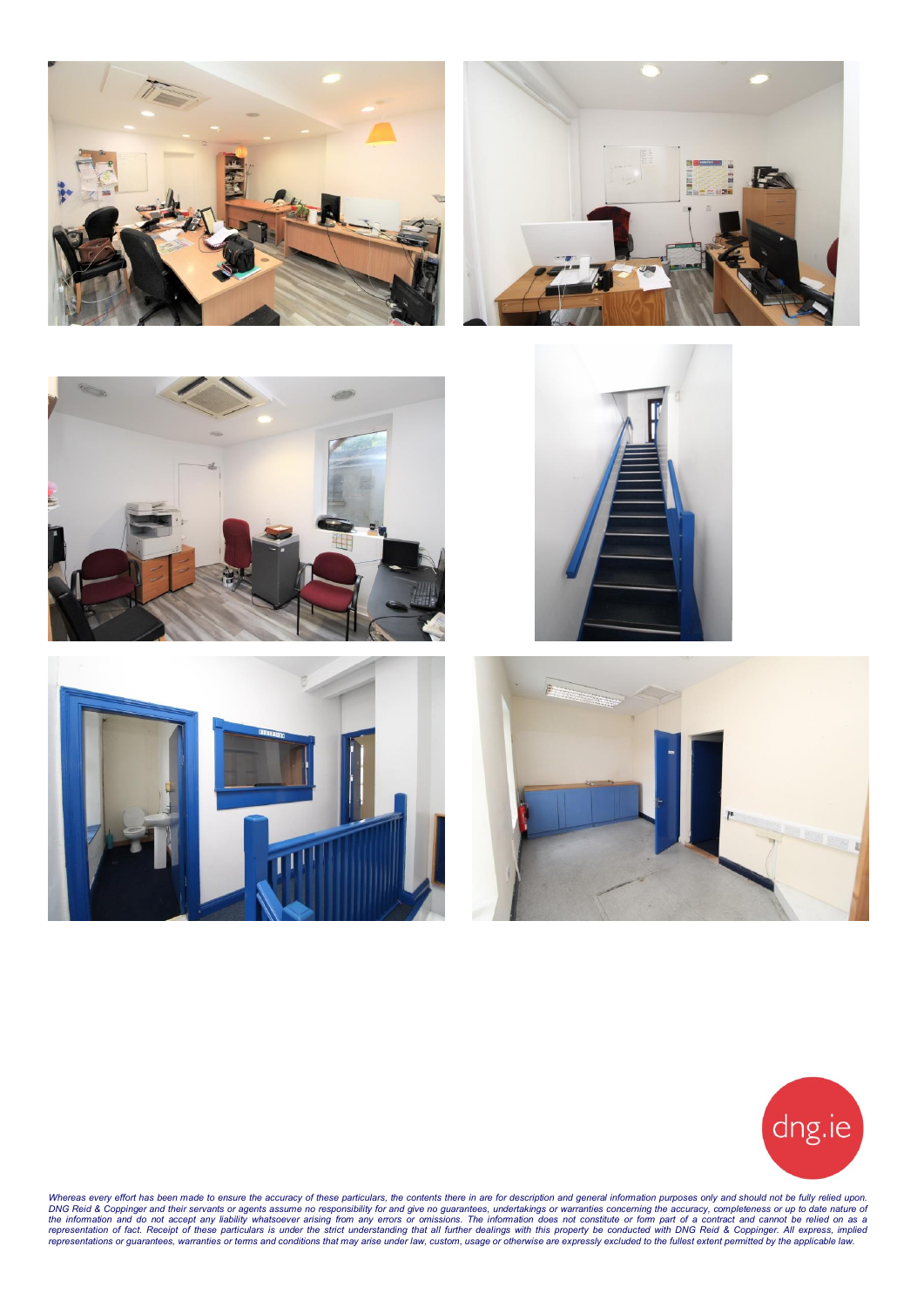dng.ie

*Whereas every effort has been made to ensure the accuracy of these particulars, the contents there in are for description and general information purposes only and should not be fully relied upon. DNG Reid & Coppinger and their servants or agents assume no responsibility for and give no guarantees, undertakings or warranties concerning the accuracy, completeness or up to date nature of the information and do not accept any liability whatsoever arising from any errors or omissions. The information does not constitute or form part of a contract and cannot be relied on as a representation of fact. Receipt of these particulars is under the strict understanding that all further dealings with this property be conducted with DNG Reid & Coppinger. All express, implied representations or guarantees, warranties or terms and conditions that may arise under law, custom, usage or otherwise are expressly excluded to the fullest extent permitted by the applicable law.*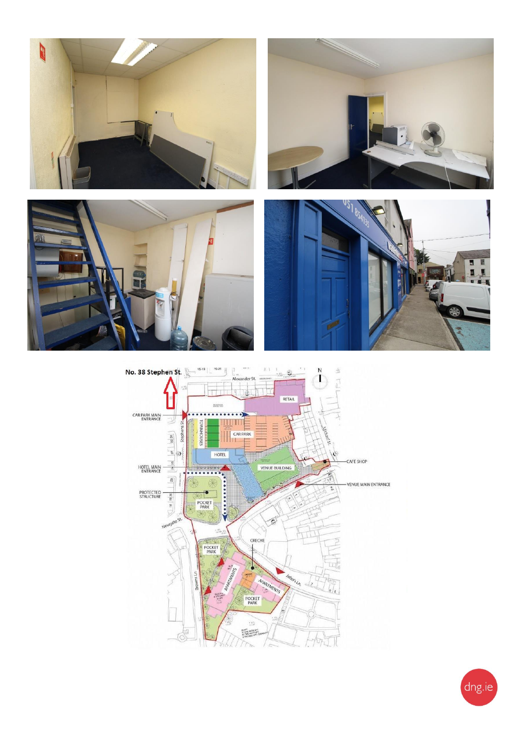No. 38 Stephen St.

Alexander St.

RETAIL

CAR PARK MAIN ENTRANCE

TOWNHOUSES

CAR PARK

HOTEL

VENUE BUILDING

CAFE SHOP

HOTEL MAIN ENTRANCE

VENUE MAIN ENTRANCE

PROTECTED STRUCTURE

POCKET PARK

Newgate St.

CRECHE

POCKET PARK

APARTMENTS

APARTMENTS

John's Ln.

POCKET PARK

Stephens St.

Michael St.